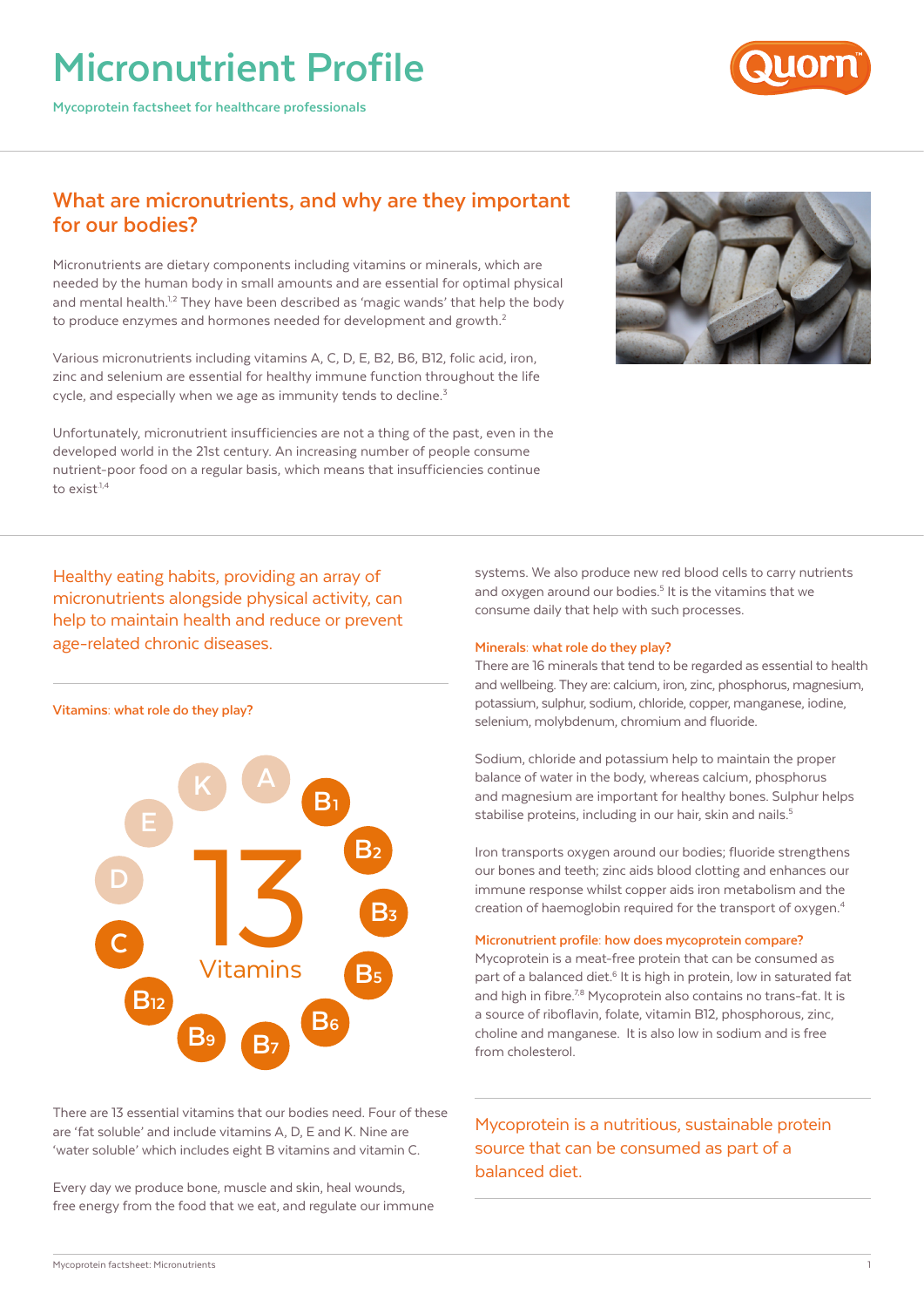# Micronutrient Profile

Mycoprotein factsheet for healthcare professionals

## What are micronutrients, and why are they important for our bodies?

Micronutrients are dietary components including vitamins or minerals, which are needed by the human body in small amounts and are essential for optimal physical and mental health.[1,2] They have been described as 'magic wands' that help the body to produce enzymes and hormones needed for development and growth.[2]

Various micronutrients including vitamins A, C, D, E, B2, B6, B12, folic acid, iron, zinc and selenium are essential for healthy immune function throughout the life cycle, and especially when we age as immunity tends to decline.[3]

Unfortunately, micronutrient insufficiencies are not a thing of the past, even in the developed world in the 21st century. An increasing number of people consume nutrient-poor food on a regular basis, which means that insufficiencies continue to exist[1,4]

Healthy eating habits, providing an array of micronutrients alongside physical activity, can help to maintain health and reduce or prevent age-related chronic diseases.

### Vitamins: what role do they play?

13 Vitamins: A, B1, B2, B3, B5, B6, B7, B9, B12, C, D, E, K

There are 13 essential vitamins that our bodies need. Four of these are 'fat soluble' and include vitamins A, D, E and K. Nine are 'water soluble' which includes eight B vitamins and vitamin C.

Every day we produce bone, muscle and skin, heal wounds, free energy from the food that we eat, and regulate our immune systems. We also produce new red blood cells to carry nutrients and oxygen around our bodies.[5] It is the vitamins that we consume daily that help with such processes.

### Minerals: what role do they play?

There are 16 minerals that tend to be regarded as essential to health and wellbeing. They are: calcium, iron, zinc, phosphorus, magnesium, potassium, sulphur, sodium, chloride, copper, manganese, iodine, selenium, molybdenum, chromium and fluoride.

Sodium, chloride and potassium help to maintain the proper balance of water in the body, whereas calcium, phosphorus and magnesium are important for healthy bones. Sulphur helps stabilise proteins, including in our hair, skin and nails.[5]

Iron transports oxygen around our bodies; fluoride strengthens our bones and teeth; zinc aids blood clotting and enhances our immune response whilst copper aids iron metabolism and the creation of haemoglobin required for the transport of oxygen.[4]

### Micronutrient profile: how does mycoprotein compare?

Mycoprotein is a meat-free protein that can be consumed as part of a balanced diet.[6] It is high in protein, low in saturated fat and high in fibre.[7,8] Mycoprotein also contains no trans-fat. It is a source of riboflavin, folate, vitamin B12, phosphorous, zinc, choline and manganese. It is also low in sodium and is free from cholesterol.

Mycoprotein is a nutritious, sustainable protein source that can be consumed as part of a balanced diet.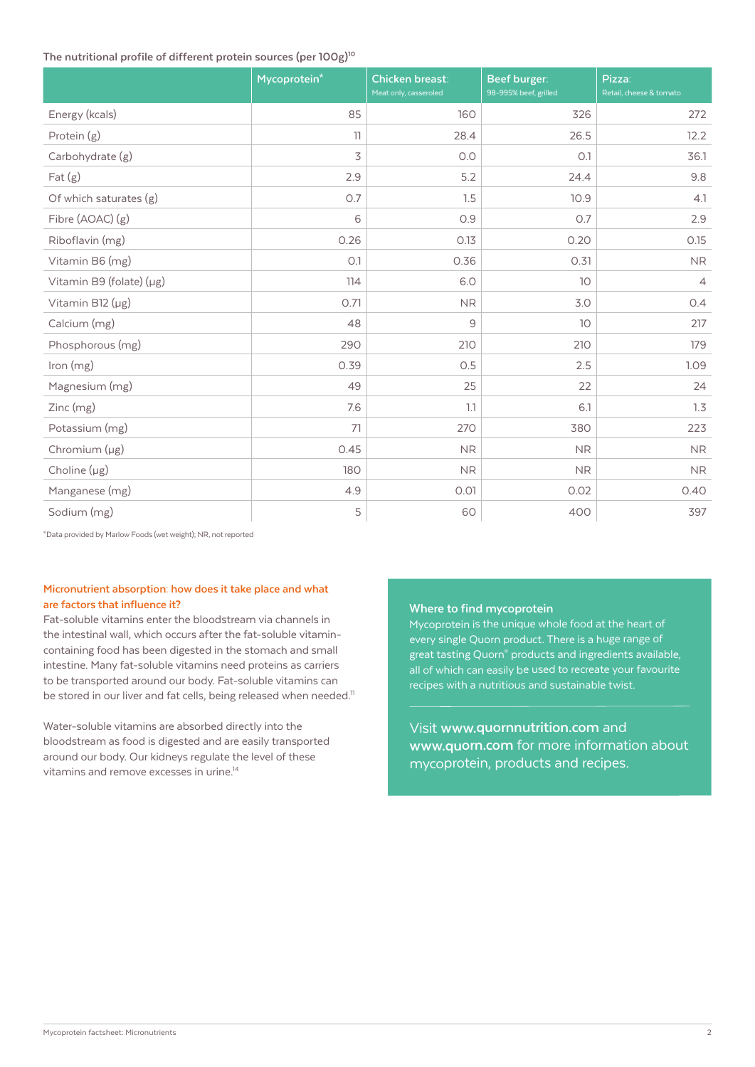**The nutritional profile of different protein sources (per 100g)**[10]

| | Mycoprotein* | Chicken breast: Meat only, casseroled | Beef burger: 98-995% beef, grilled | Pizza: Retail, cheese & tomato |
|---|---|---|---|---|
| Energy (kcals) | 85 | 160 | 326 | 272 |
| Protein (g) | 11 | 28.4 | 26.5 | 12.2 |
| Carbohydrate (g) | 3 | 0.0 | 0.1 | 36.1 |
| Fat (g) | 2.9 | 5.2 | 24.4 | 9.8 |
| Of which saturates (g) | 0.7 | 1.5 | 10.9 | 4.1 |
| Fibre (AOAC) (g) | 6 | 0.9 | 0.7 | 2.9 |
| Riboflavin (mg) | 0.26 | 0.13 | 0.20 | 0.15 |
| Vitamin B6 (mg) | 0.1 | 0.36 | 0.31 | NR |
| Vitamin B9 (folate) (μg) | 114 | 6.0 | 10 | 4 |
| Vitamin B12 (μg) | 0.71 | NR | 3.0 | 0.4 |
| Calcium (mg) | 48 | 9 | 10 | 217 |
| Phosphorous (mg) | 290 | 210 | 210 | 179 |
| Iron (mg) | 0.39 | 0.5 | 2.5 | 1.09 |
| Magnesium (mg) | 49 | 25 | 22 | 24 |
| Zinc (mg) | 7.6 | 1.1 | 6.1 | 1.3 |
| Potassium (mg) | 71 | 270 | 380 | 223 |
| Chromium (μg) | 0.45 | NR | NR | NR |
| Choline (μg) | 180 | NR | NR | NR |
| Manganese (mg) | 4.9 | 0.01 | 0.02 | 0.40 |
| Sodium (mg) | 5 | 60 | 400 | 397 |

*Data provided by Marlow Foods (wet weight); NR, not reported

### Micronutrient absorption: how does it take place and what are factors that influence it?

Fat-soluble vitamins enter the bloodstream via channels in the intestinal wall, which occurs after the fat-soluble vitamin-containing food has been digested in the stomach and small intestine. Many fat-soluble vitamins need proteins as carriers to be transported around our body. Fat-soluble vitamins can be stored in our liver and fat cells, being released when needed.[11]

Water-soluble vitamins are absorbed directly into the bloodstream as food is digested and are easily transported around our body. Our kidneys regulate the level of these vitamins and remove excesses in urine.[14]

### Where to find mycoprotein

Mycoprotein is the unique whole food at the heart of every single Quorn product. There is a huge range of great tasting Quorn® products and ingredients available, all of which can easily be used to recreate your favourite recipes with a nutritious and sustainable twist.

Visit **www.quornnutrition.com** and **www.quorn.com** for more information about mycoprotein, products and recipes.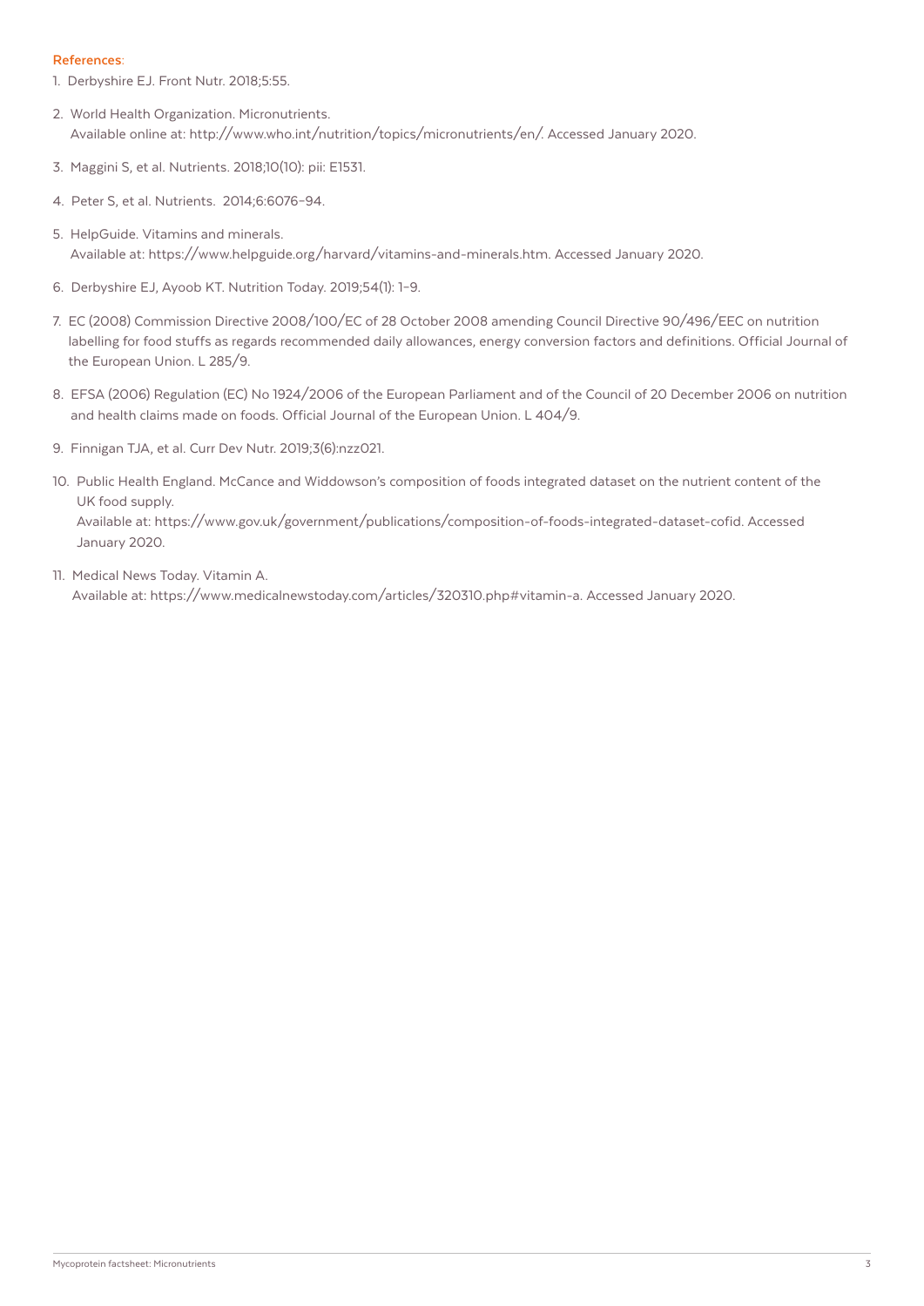**References**:

1. Derbyshire EJ. Front Nutr. 2018;5:55.
2. World Health Organization. Micronutrients.  
   Available online at: http://www.who.int/nutrition/topics/micronutrients/en/. Accessed January 2020.
3. Maggini S, et al. Nutrients. 2018;10(10): pii: E1531.
4. Peter S, et al. Nutrients. 2014;6:6076–94.
5. HelpGuide. Vitamins and minerals.  
   Available at: https://www.helpguide.org/harvard/vitamins-and-minerals.htm. Accessed January 2020.
6. Derbyshire EJ, Ayoob KT. Nutrition Today. 2019;54(1): 1–9.
7. EC (2008) Commission Directive 2008/100/EC of 28 October 2008 amending Council Directive 90/496/EEC on nutrition labelling for food stuffs as regards recommended daily allowances, energy conversion factors and definitions. Official Journal of the European Union. L 285/9.
8. EFSA (2006) Regulation (EC) No 1924/2006 of the European Parliament and of the Council of 20 December 2006 on nutrition and health claims made on foods. Official Journal of the European Union. L 404/9.
9. Finnigan TJA, et al. Curr Dev Nutr. 2019;3(6):nzz021.
10. Public Health England. McCance and Widdowson's composition of foods integrated dataset on the nutrient content of the UK food supply.  
    Available at: https://www.gov.uk/government/publications/composition-of-foods-integrated-dataset-cofid. Accessed January 2020.
11. Medical News Today. Vitamin A.  
    Available at: https://www.medicalnewstoday.com/articles/320310.php#vitamin-a. Accessed January 2020.